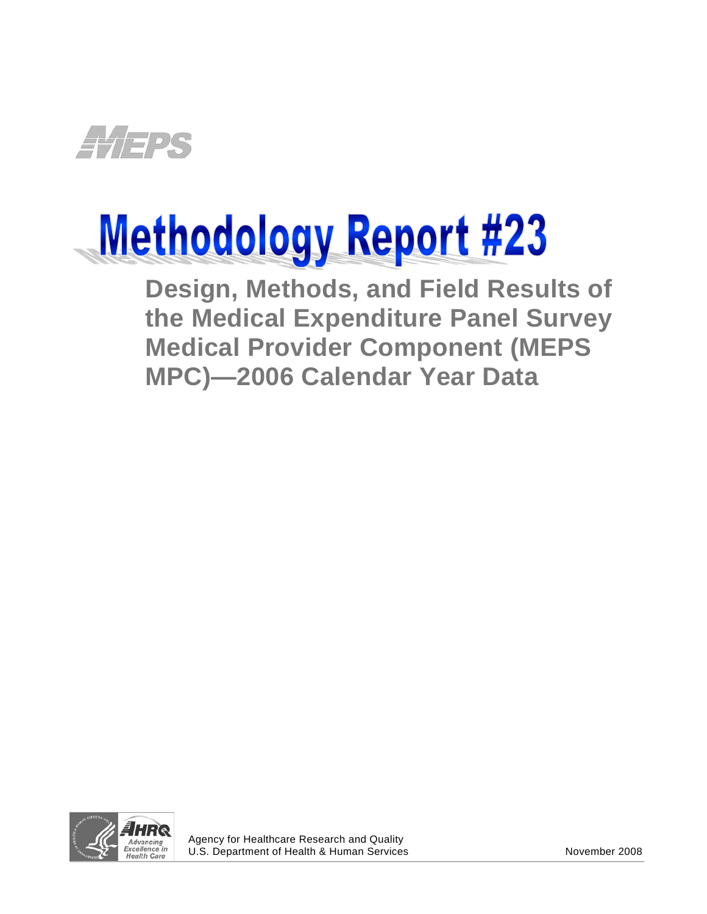MEPS

# Methodology Report #23

## Design, Methods, and Field Results of the Medical Expenditure Panel Survey Medical Provider Component (MEPS MPC)—2006 Calendar Year Data

AHRQ Advancing Excellence in Health Care

Agency for Healthcare Research and Quality
U.S. Department of Health & Human Services

November 2008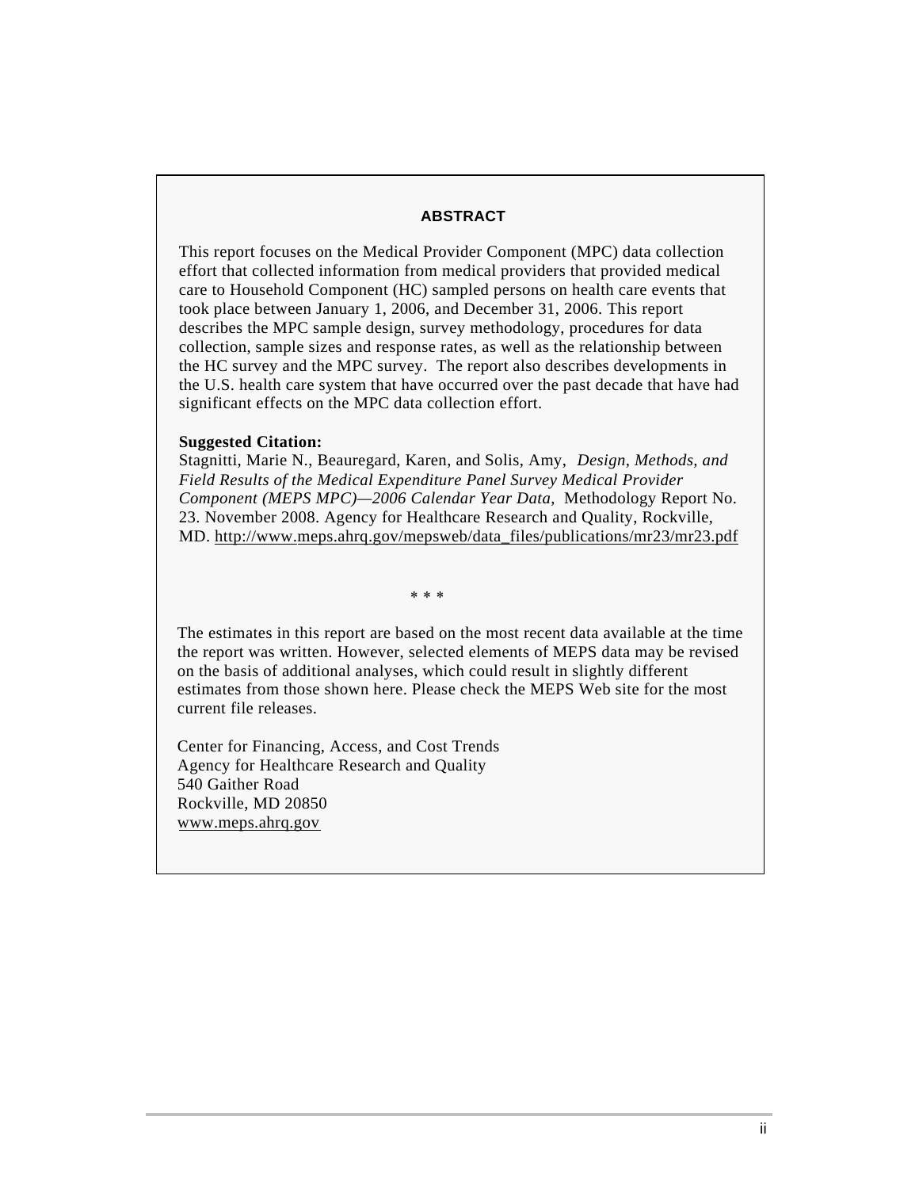## ABSTRACT

This report focuses on the Medical Provider Component (MPC) data collection effort that collected information from medical providers that provided medical care to Household Component (HC) sampled persons on health care events that took place between January 1, 2006, and December 31, 2006. This report describes the MPC sample design, survey methodology, procedures for data collection, sample sizes and response rates, as well as the relationship between the HC survey and the MPC survey. The report also describes developments in the U.S. health care system that have occurred over the past decade that have had significant effects on the MPC data collection effort.

**Suggested Citation:**
Stagnitti, Marie N., Beauregard, Karen, and Solis, Amy, *Design, Methods, and Field Results of the Medical Expenditure Panel Survey Medical Provider Component (MEPS MPC)—2006 Calendar Year Data,* Methodology Report No. 23. November 2008. Agency for Healthcare Research and Quality, Rockville, MD. http://www.meps.ahrq.gov/mepsweb/data_files/publications/mr23/mr23.pdf

\* \* \*

The estimates in this report are based on the most recent data available at the time the report was written. However, selected elements of MEPS data may be revised on the basis of additional analyses, which could result in slightly different estimates from those shown here. Please check the MEPS Web site for the most current file releases.

Center for Financing, Access, and Cost Trends
Agency for Healthcare Research and Quality
540 Gaither Road
Rockville, MD 20850
www.meps.ahrq.gov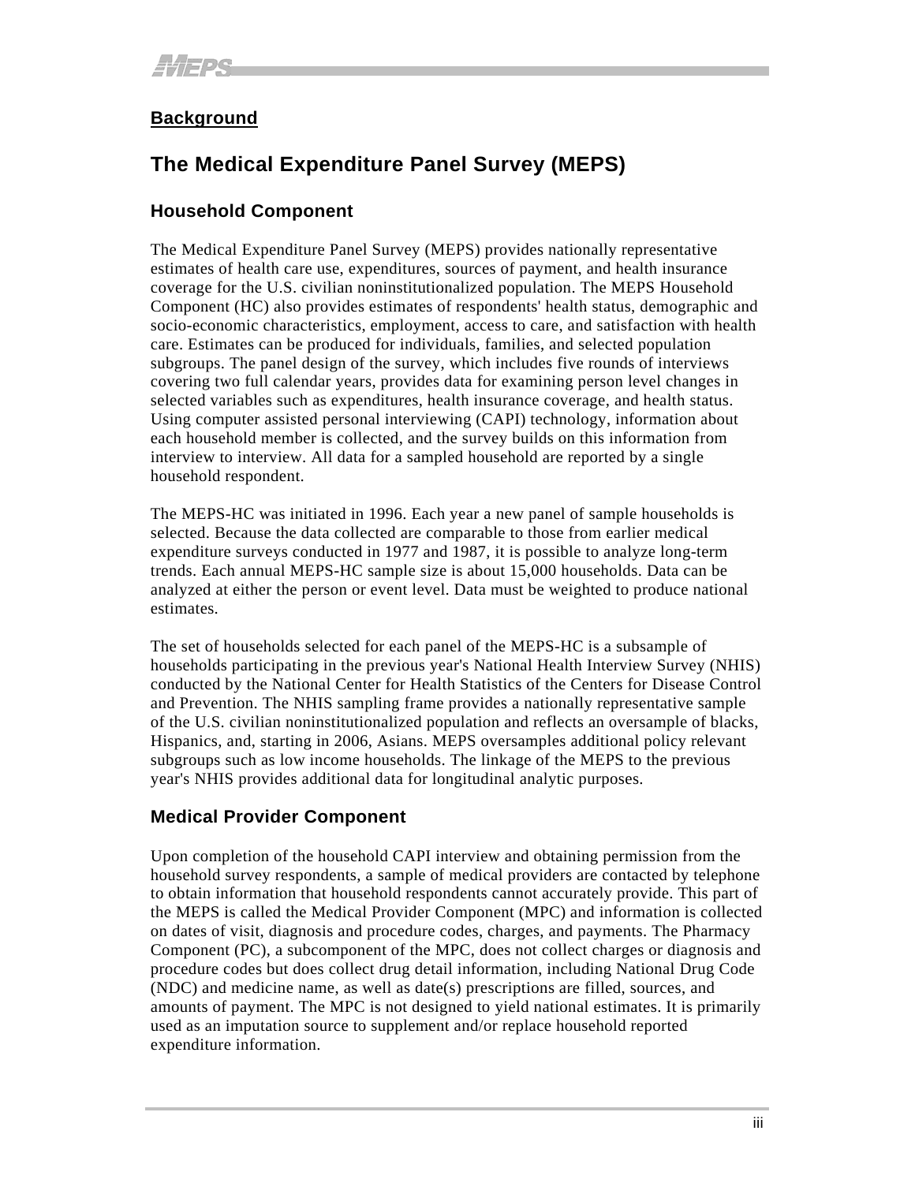## Background

# The Medical Expenditure Panel Survey (MEPS)

### Household Component

The Medical Expenditure Panel Survey (MEPS) provides nationally representative estimates of health care use, expenditures, sources of payment, and health insurance coverage for the U.S. civilian noninstitutionalized population. The MEPS Household Component (HC) also provides estimates of respondents' health status, demographic and socio-economic characteristics, employment, access to care, and satisfaction with health care. Estimates can be produced for individuals, families, and selected population subgroups. The panel design of the survey, which includes five rounds of interviews covering two full calendar years, provides data for examining person level changes in selected variables such as expenditures, health insurance coverage, and health status. Using computer assisted personal interviewing (CAPI) technology, information about each household member is collected, and the survey builds on this information from interview to interview. All data for a sampled household are reported by a single household respondent.

The MEPS-HC was initiated in 1996. Each year a new panel of sample households is selected. Because the data collected are comparable to those from earlier medical expenditure surveys conducted in 1977 and 1987, it is possible to analyze long-term trends. Each annual MEPS-HC sample size is about 15,000 households. Data can be analyzed at either the person or event level. Data must be weighted to produce national estimates.

The set of households selected for each panel of the MEPS-HC is a subsample of households participating in the previous year's National Health Interview Survey (NHIS) conducted by the National Center for Health Statistics of the Centers for Disease Control and Prevention. The NHIS sampling frame provides a nationally representative sample of the U.S. civilian noninstitutionalized population and reflects an oversample of blacks, Hispanics, and, starting in 2006, Asians. MEPS oversamples additional policy relevant subgroups such as low income households. The linkage of the MEPS to the previous year's NHIS provides additional data for longitudinal analytic purposes.

### Medical Provider Component

Upon completion of the household CAPI interview and obtaining permission from the household survey respondents, a sample of medical providers are contacted by telephone to obtain information that household respondents cannot accurately provide. This part of the MEPS is called the Medical Provider Component (MPC) and information is collected on dates of visit, diagnosis and procedure codes, charges, and payments. The Pharmacy Component (PC), a subcomponent of the MPC, does not collect charges or diagnosis and procedure codes but does collect drug detail information, including National Drug Code (NDC) and medicine name, as well as date(s) prescriptions are filled, sources, and amounts of payment. The MPC is not designed to yield national estimates. It is primarily used as an imputation source to supplement and/or replace household reported expenditure information.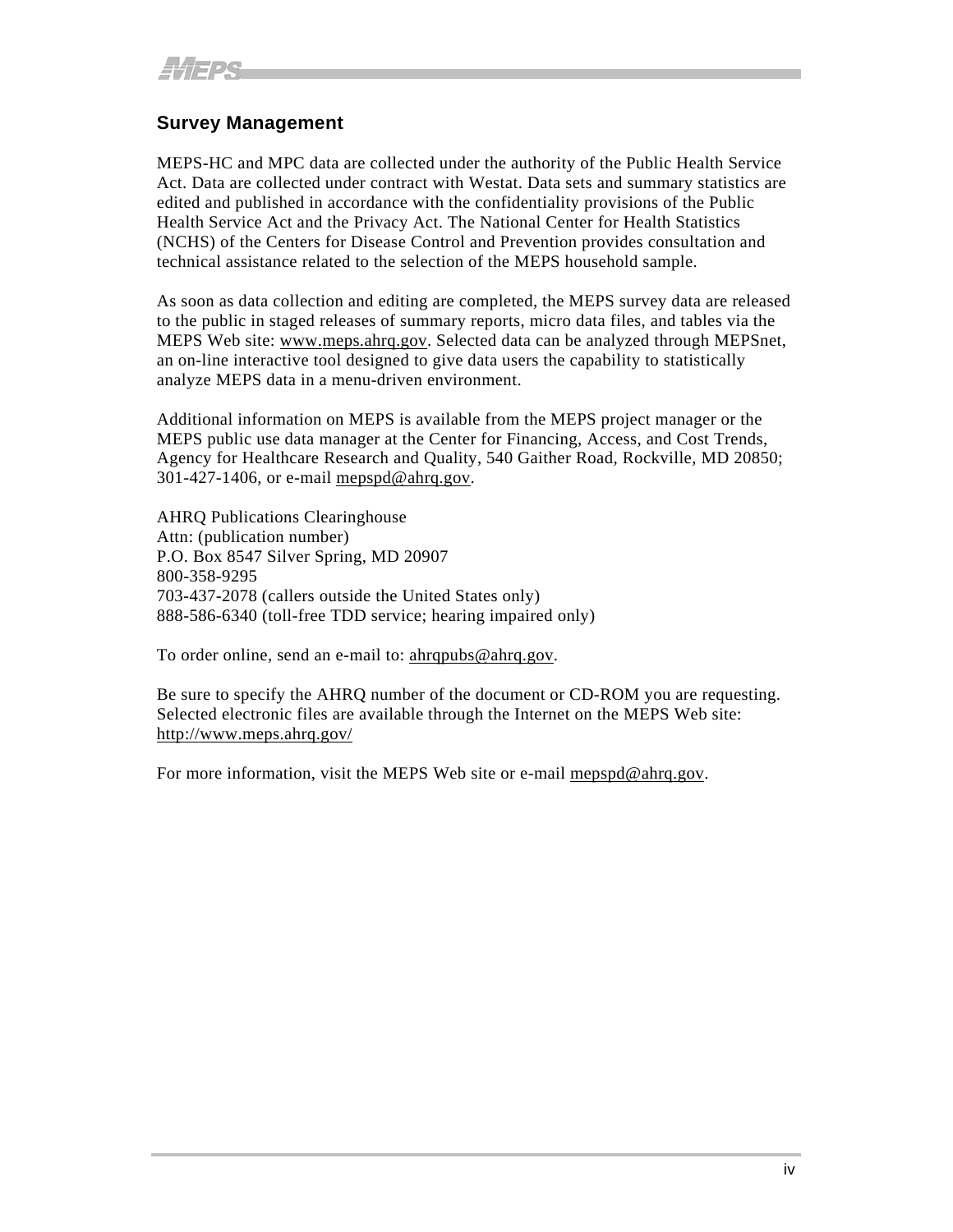## Survey Management

MEPS-HC and MPC data are collected under the authority of the Public Health Service Act. Data are collected under contract with Westat. Data sets and summary statistics are edited and published in accordance with the confidentiality provisions of the Public Health Service Act and the Privacy Act. The National Center for Health Statistics (NCHS) of the Centers for Disease Control and Prevention provides consultation and technical assistance related to the selection of the MEPS household sample.

As soon as data collection and editing are completed, the MEPS survey data are released to the public in staged releases of summary reports, micro data files, and tables via the MEPS Web site: www.meps.ahrq.gov. Selected data can be analyzed through MEPSnet, an on-line interactive tool designed to give data users the capability to statistically analyze MEPS data in a menu-driven environment.

Additional information on MEPS is available from the MEPS project manager or the MEPS public use data manager at the Center for Financing, Access, and Cost Trends, Agency for Healthcare Research and Quality, 540 Gaither Road, Rockville, MD 20850; 301-427-1406, or e-mail mepspd@ahrq.gov.

AHRQ Publications Clearinghouse
Attn: (publication number)
P.O. Box 8547 Silver Spring, MD 20907
800-358-9295
703-437-2078 (callers outside the United States only)
888-586-6340 (toll-free TDD service; hearing impaired only)

To order online, send an e-mail to: ahrqpubs@ahrq.gov.

Be sure to specify the AHRQ number of the document or CD-ROM you are requesting. Selected electronic files are available through the Internet on the MEPS Web site: http://www.meps.ahrq.gov/

For more information, visit the MEPS Web site or e-mail mepspd@ahrq.gov.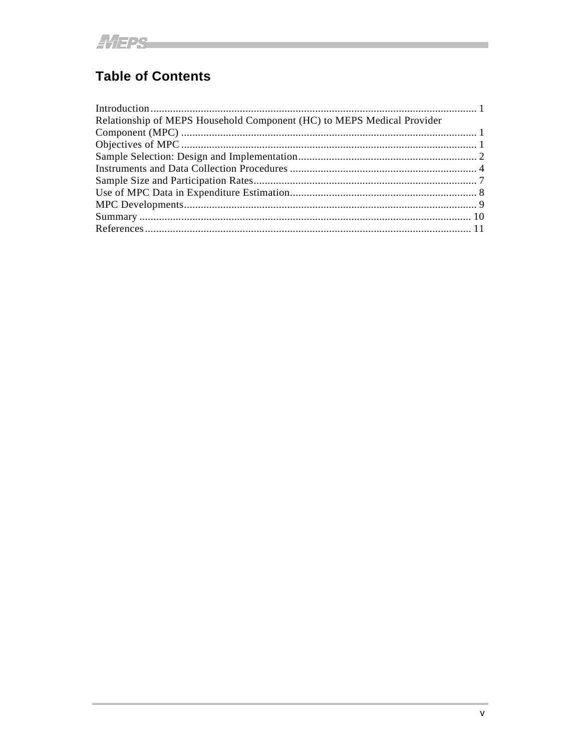## Table of Contents

Introduction ..................................................................................................................... 1
Relationship of MEPS Household Component (HC) to MEPS Medical Provider Component (MPC) ......................................................................................................... 1
Objectives of MPC .......................................................................................................... 1
Sample Selection: Design and Implementation................................................................ 2
Instruments and Data Collection Procedures ................................................................... 4
Sample Size and Participation Rates................................................................................ 7
Use of MPC Data in Expenditure Estimation................................................................... 8
MPC Developments......................................................................................................... 9
Summary ....................................................................................................................... 10
References ..................................................................................................................... 11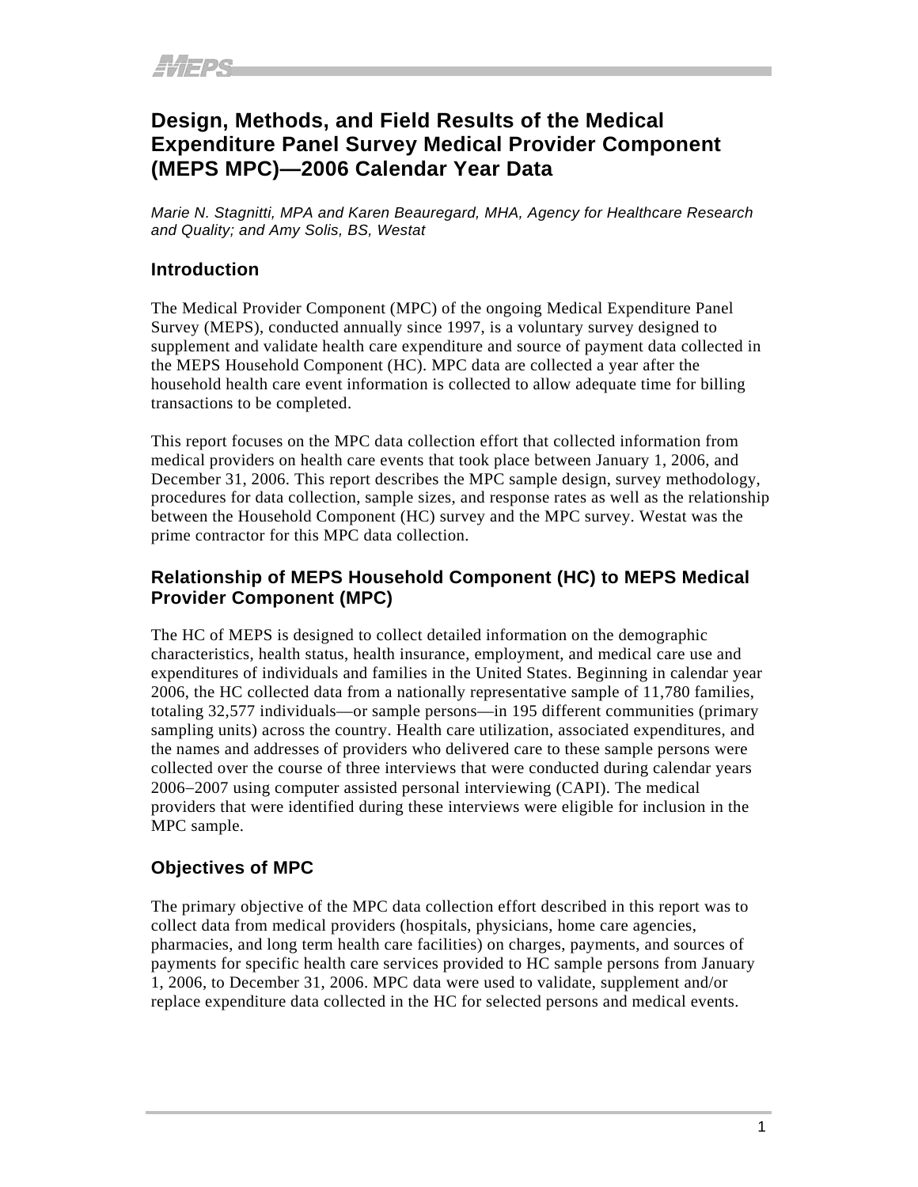# Design, Methods, and Field Results of the Medical Expenditure Panel Survey Medical Provider Component (MEPS MPC)—2006 Calendar Year Data

*Marie N. Stagnitti, MPA and Karen Beauregard, MHA, Agency for Healthcare Research and Quality; and Amy Solis, BS, Westat*

## Introduction

The Medical Provider Component (MPC) of the ongoing Medical Expenditure Panel Survey (MEPS), conducted annually since 1997, is a voluntary survey designed to supplement and validate health care expenditure and source of payment data collected in the MEPS Household Component (HC). MPC data are collected a year after the household health care event information is collected to allow adequate time for billing transactions to be completed.

This report focuses on the MPC data collection effort that collected information from medical providers on health care events that took place between January 1, 2006, and December 31, 2006. This report describes the MPC sample design, survey methodology, procedures for data collection, sample sizes, and response rates as well as the relationship between the Household Component (HC) survey and the MPC survey. Westat was the prime contractor for this MPC data collection.

## Relationship of MEPS Household Component (HC) to MEPS Medical Provider Component (MPC)

The HC of MEPS is designed to collect detailed information on the demographic characteristics, health status, health insurance, employment, and medical care use and expenditures of individuals and families in the United States. Beginning in calendar year 2006, the HC collected data from a nationally representative sample of 11,780 families, totaling 32,577 individuals—or sample persons—in 195 different communities (primary sampling units) across the country. Health care utilization, associated expenditures, and the names and addresses of providers who delivered care to these sample persons were collected over the course of three interviews that were conducted during calendar years 2006–2007 using computer assisted personal interviewing (CAPI). The medical providers that were identified during these interviews were eligible for inclusion in the MPC sample.

## Objectives of MPC

The primary objective of the MPC data collection effort described in this report was to collect data from medical providers (hospitals, physicians, home care agencies, pharmacies, and long term health care facilities) on charges, payments, and sources of payments for specific health care services provided to HC sample persons from January 1, 2006, to December 31, 2006. MPC data were used to validate, supplement and/or replace expenditure data collected in the HC for selected persons and medical events.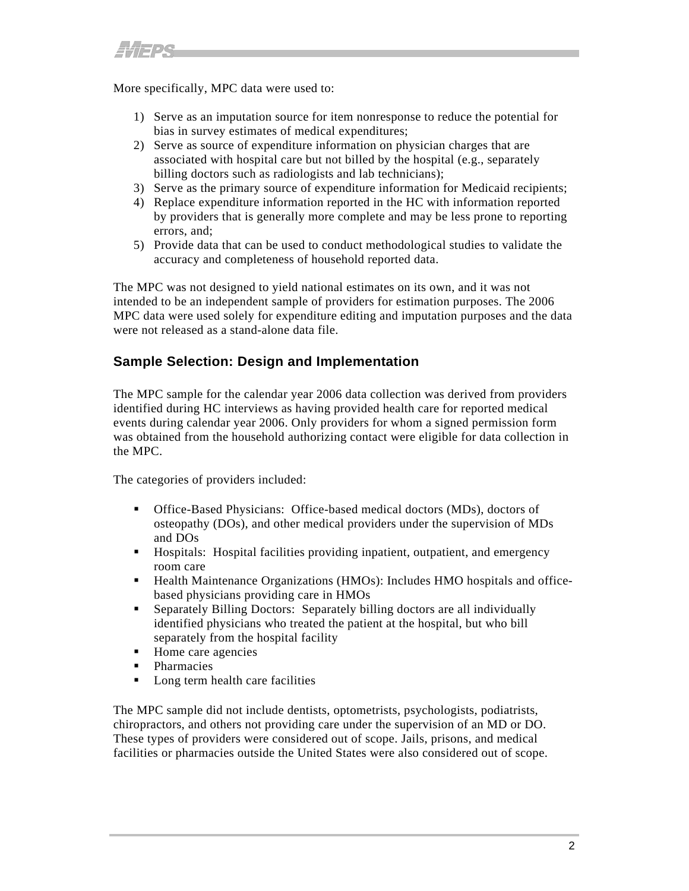More specifically, MPC data were used to:

1) Serve as an imputation source for item nonresponse to reduce the potential for bias in survey estimates of medical expenditures;
2) Serve as source of expenditure information on physician charges that are associated with hospital care but not billed by the hospital (e.g., separately billing doctors such as radiologists and lab technicians);
3) Serve as the primary source of expenditure information for Medicaid recipients;
4) Replace expenditure information reported in the HC with information reported by providers that is generally more complete and may be less prone to reporting errors, and;
5) Provide data that can be used to conduct methodological studies to validate the accuracy and completeness of household reported data.

The MPC was not designed to yield national estimates on its own, and it was not intended to be an independent sample of providers for estimation purposes. The 2006 MPC data were used solely for expenditure editing and imputation purposes and the data were not released as a stand-alone data file.

## Sample Selection: Design and Implementation

The MPC sample for the calendar year 2006 data collection was derived from providers identified during HC interviews as having provided health care for reported medical events during calendar year 2006. Only providers for whom a signed permission form was obtained from the household authorizing contact were eligible for data collection in the MPC.

The categories of providers included:

- Office-Based Physicians: Office-based medical doctors (MDs), doctors of osteopathy (DOs), and other medical providers under the supervision of MDs and DOs
- Hospitals: Hospital facilities providing inpatient, outpatient, and emergency room care
- Health Maintenance Organizations (HMOs): Includes HMO hospitals and office-based physicians providing care in HMOs
- Separately Billing Doctors: Separately billing doctors are all individually identified physicians who treated the patient at the hospital, but who bill separately from the hospital facility
- Home care agencies
- Pharmacies
- Long term health care facilities

The MPC sample did not include dentists, optometrists, psychologists, podiatrists, chiropractors, and others not providing care under the supervision of an MD or DO. These types of providers were considered out of scope. Jails, prisons, and medical facilities or pharmacies outside the United States were also considered out of scope.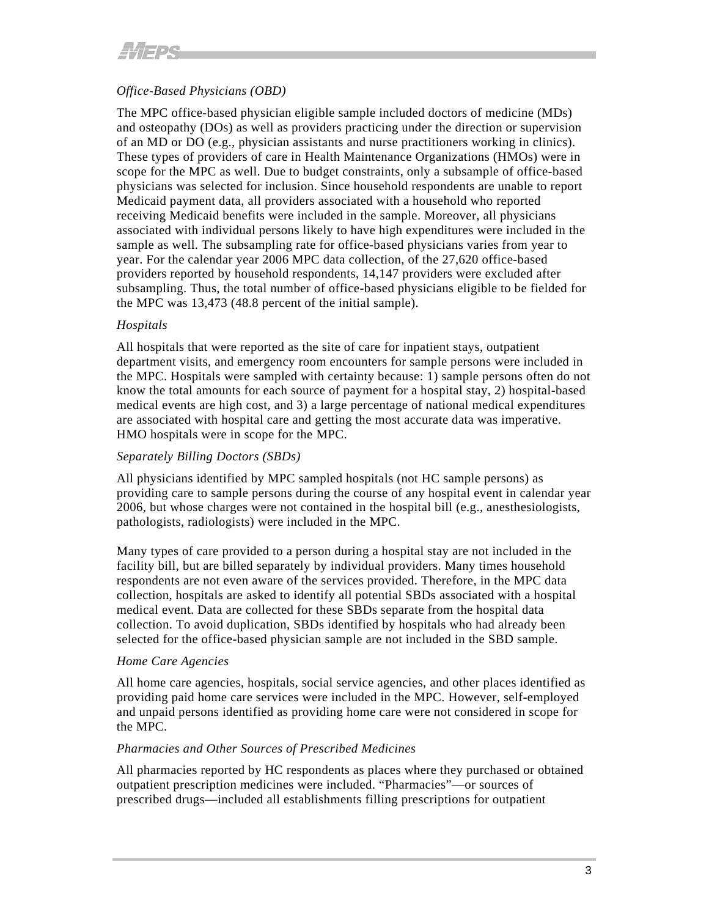*Office-Based Physicians (OBD)*

The MPC office-based physician eligible sample included doctors of medicine (MDs) and osteopathy (DOs) as well as providers practicing under the direction or supervision of an MD or DO (e.g., physician assistants and nurse practitioners working in clinics). These types of providers of care in Health Maintenance Organizations (HMOs) were in scope for the MPC as well. Due to budget constraints, only a subsample of office-based physicians was selected for inclusion. Since household respondents are unable to report Medicaid payment data, all providers associated with a household who reported receiving Medicaid benefits were included in the sample. Moreover, all physicians associated with individual persons likely to have high expenditures were included in the sample as well. The subsampling rate for office-based physicians varies from year to year. For the calendar year 2006 MPC data collection, of the 27,620 office-based providers reported by household respondents, 14,147 providers were excluded after subsampling. Thus, the total number of office-based physicians eligible to be fielded for the MPC was 13,473 (48.8 percent of the initial sample).

*Hospitals*

All hospitals that were reported as the site of care for inpatient stays, outpatient department visits, and emergency room encounters for sample persons were included in the MPC. Hospitals were sampled with certainty because: 1) sample persons often do not know the total amounts for each source of payment for a hospital stay, 2) hospital-based medical events are high cost, and 3) a large percentage of national medical expenditures are associated with hospital care and getting the most accurate data was imperative. HMO hospitals were in scope for the MPC.

*Separately Billing Doctors (SBDs)*

All physicians identified by MPC sampled hospitals (not HC sample persons) as providing care to sample persons during the course of any hospital event in calendar year 2006, but whose charges were not contained in the hospital bill (e.g., anesthesiologists, pathologists, radiologists) were included in the MPC.

Many types of care provided to a person during a hospital stay are not included in the facility bill, but are billed separately by individual providers. Many times household respondents are not even aware of the services provided. Therefore, in the MPC data collection, hospitals are asked to identify all potential SBDs associated with a hospital medical event. Data are collected for these SBDs separate from the hospital data collection. To avoid duplication, SBDs identified by hospitals who had already been selected for the office-based physician sample are not included in the SBD sample.

*Home Care Agencies*

All home care agencies, hospitals, social service agencies, and other places identified as providing paid home care services were included in the MPC. However, self-employed and unpaid persons identified as providing home care were not considered in scope for the MPC.

*Pharmacies and Other Sources of Prescribed Medicines*

All pharmacies reported by HC respondents as places where they purchased or obtained outpatient prescription medicines were included. "Pharmacies"—or sources of prescribed drugs—included all establishments filling prescriptions for outpatient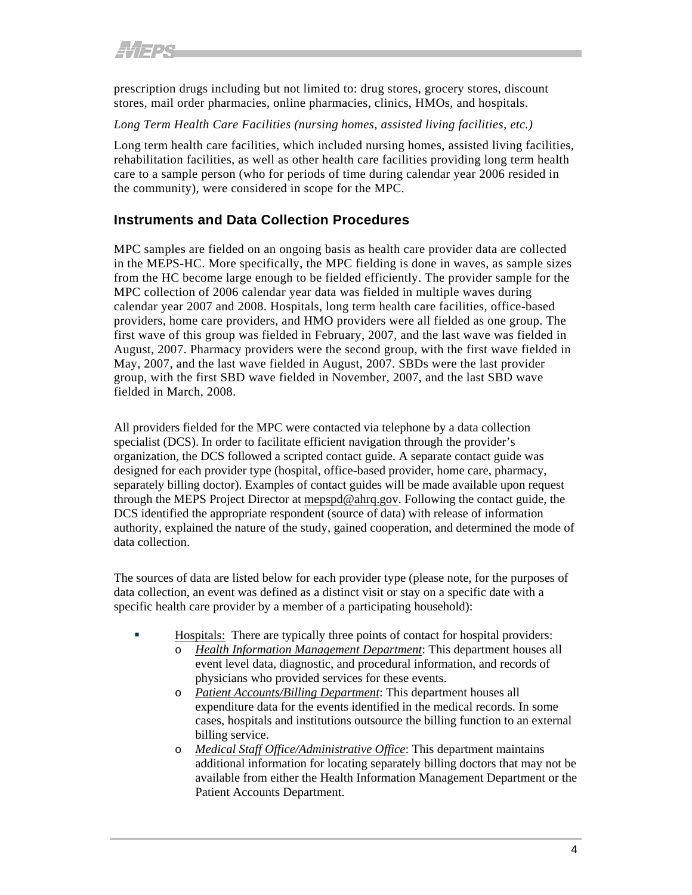prescription drugs including but not limited to: drug stores, grocery stores, discount stores, mail order pharmacies, online pharmacies, clinics, HMOs, and hospitals.

*Long Term Health Care Facilities (nursing homes, assisted living facilities, etc.)*

Long term health care facilities, which included nursing homes, assisted living facilities, rehabilitation facilities, as well as other health care facilities providing long term health care to a sample person (who for periods of time during calendar year 2006 resided in the community), were considered in scope for the MPC.

## Instruments and Data Collection Procedures

MPC samples are fielded on an ongoing basis as health care provider data are collected in the MEPS-HC. More specifically, the MPC fielding is done in waves, as sample sizes from the HC become large enough to be fielded efficiently. The provider sample for the MPC collection of 2006 calendar year data was fielded in multiple waves during calendar year 2007 and 2008. Hospitals, long term health care facilities, office-based providers, home care providers, and HMO providers were all fielded as one group. The first wave of this group was fielded in February, 2007, and the last wave was fielded in August, 2007. Pharmacy providers were the second group, with the first wave fielded in May, 2007, and the last wave fielded in August, 2007. SBDs were the last provider group, with the first SBD wave fielded in November, 2007, and the last SBD wave fielded in March, 2008.

All providers fielded for the MPC were contacted via telephone by a data collection specialist (DCS). In order to facilitate efficient navigation through the provider's organization, the DCS followed a scripted contact guide. A separate contact guide was designed for each provider type (hospital, office-based provider, home care, pharmacy, separately billing doctor). Examples of contact guides will be made available upon request through the MEPS Project Director at mepspd@ahrq.gov. Following the contact guide, the DCS identified the appropriate respondent (source of data) with release of information authority, explained the nature of the study, gained cooperation, and determined the mode of data collection.

The sources of data are listed below for each provider type (please note, for the purposes of data collection, an event was defined as a distinct visit or stay on a specific date with a specific health care provider by a member of a participating household):

- Hospitals: There are typically three points of contact for hospital providers:
    - *Health Information Management Department*: This department houses all event level data, diagnostic, and procedural information, and records of physicians who provided services for these events.
    - *Patient Accounts/Billing Department*: This department houses all expenditure data for the events identified in the medical records. In some cases, hospitals and institutions outsource the billing function to an external billing service.
    - *Medical Staff Office/Administrative Office*: This department maintains additional information for locating separately billing doctors that may not be available from either the Health Information Management Department or the Patient Accounts Department.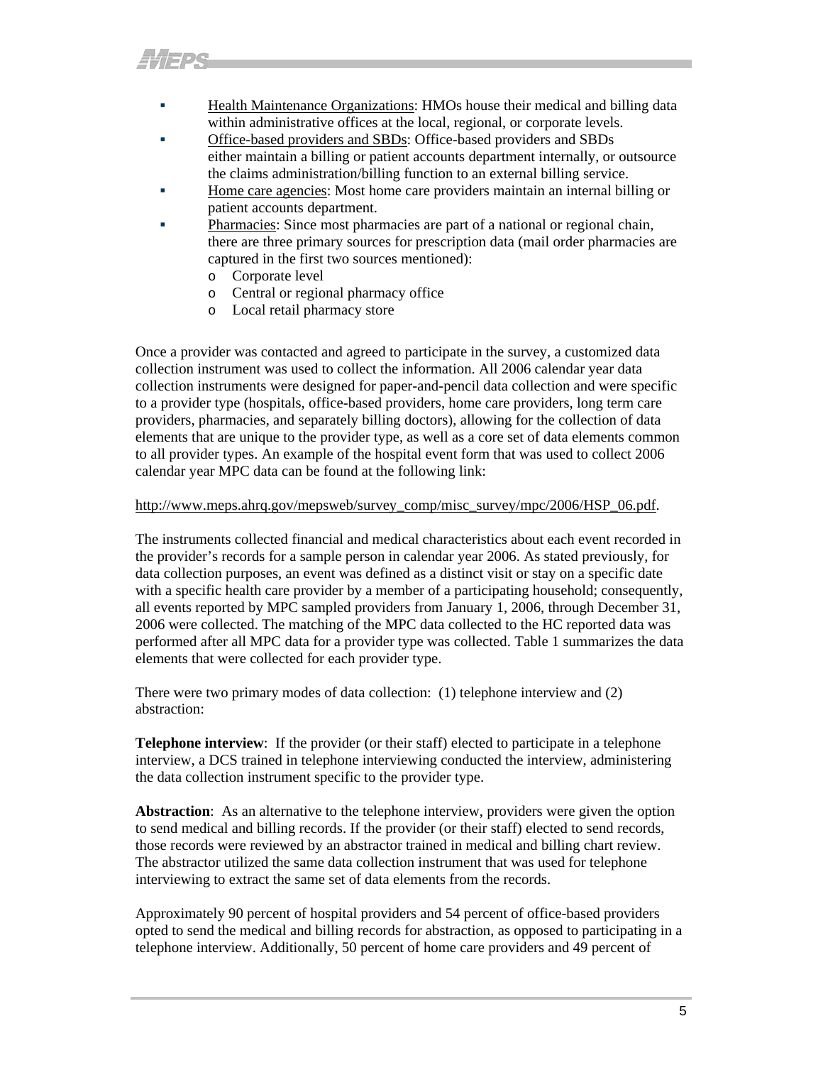- Health Maintenance Organizations: HMOs house their medical and billing data within administrative offices at the local, regional, or corporate levels.
- Office-based providers and SBDs: Office-based providers and SBDs either maintain a billing or patient accounts department internally, or outsource the claims administration/billing function to an external billing service.
- Home care agencies: Most home care providers maintain an internal billing or patient accounts department.
- Pharmacies: Since most pharmacies are part of a national or regional chain, there are three primary sources for prescription data (mail order pharmacies are captured in the first two sources mentioned):
  - Corporate level
  - Central or regional pharmacy office
  - Local retail pharmacy store

Once a provider was contacted and agreed to participate in the survey, a customized data collection instrument was used to collect the information. All 2006 calendar year data collection instruments were designed for paper-and-pencil data collection and were specific to a provider type (hospitals, office-based providers, home care providers, long term care providers, pharmacies, and separately billing doctors), allowing for the collection of data elements that are unique to the provider type, as well as a core set of data elements common to all provider types. An example of the hospital event form that was used to collect 2006 calendar year MPC data can be found at the following link:

http://www.meps.ahrq.gov/mepsweb/survey_comp/misc_survey/mpc/2006/HSP_06.pdf.

The instruments collected financial and medical characteristics about each event recorded in the provider's records for a sample person in calendar year 2006. As stated previously, for data collection purposes, an event was defined as a distinct visit or stay on a specific date with a specific health care provider by a member of a participating household; consequently, all events reported by MPC sampled providers from January 1, 2006, through December 31, 2006 were collected. The matching of the MPC data collected to the HC reported data was performed after all MPC data for a provider type was collected. Table 1 summarizes the data elements that were collected for each provider type.

There were two primary modes of data collection: (1) telephone interview and (2) abstraction:

**Telephone interview**: If the provider (or their staff) elected to participate in a telephone interview, a DCS trained in telephone interviewing conducted the interview, administering the data collection instrument specific to the provider type.

**Abstraction**: As an alternative to the telephone interview, providers were given the option to send medical and billing records. If the provider (or their staff) elected to send records, those records were reviewed by an abstractor trained in medical and billing chart review. The abstractor utilized the same data collection instrument that was used for telephone interviewing to extract the same set of data elements from the records.

Approximately 90 percent of hospital providers and 54 percent of office-based providers opted to send the medical and billing records for abstraction, as opposed to participating in a telephone interview. Additionally, 50 percent of home care providers and 49 percent of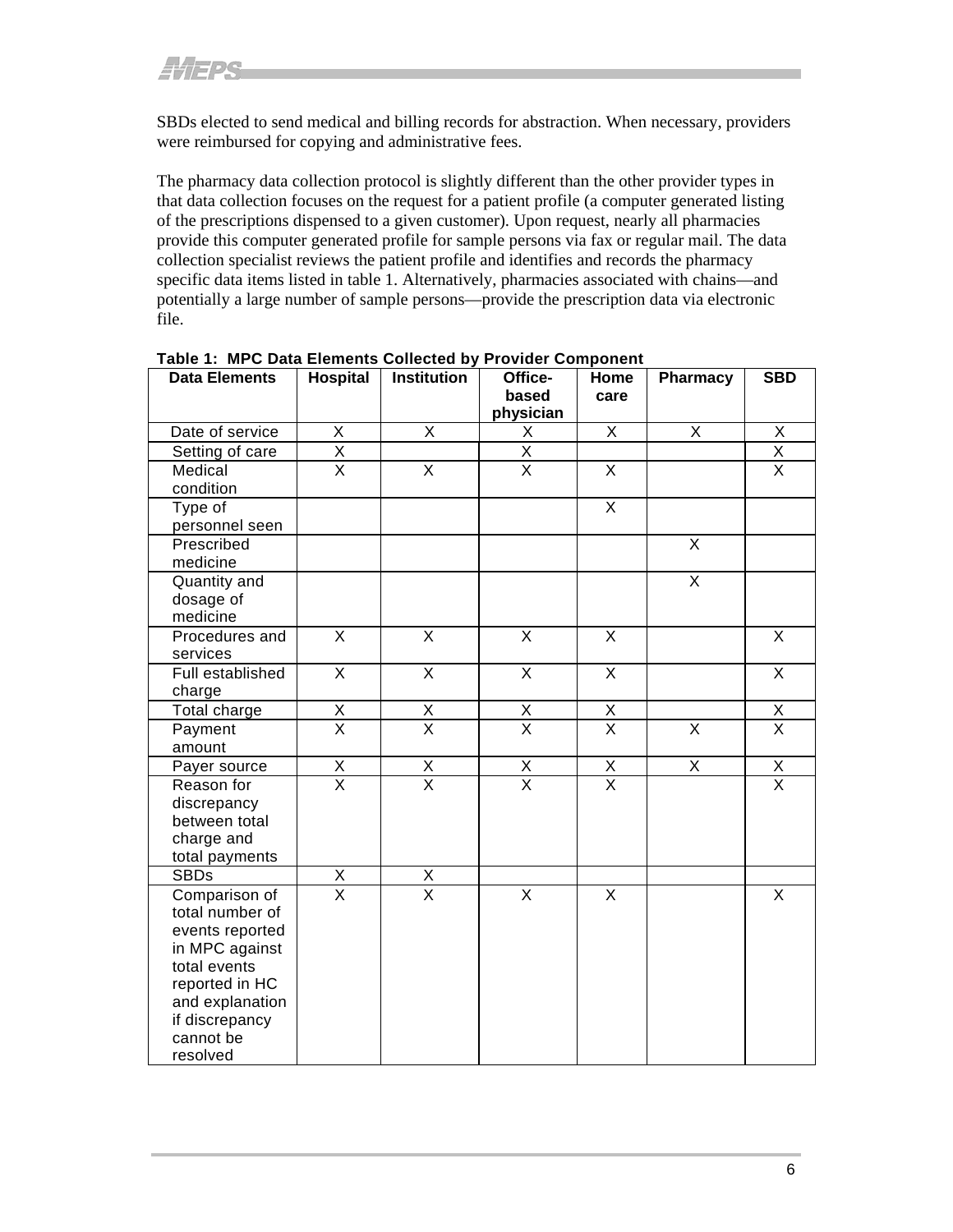SBDs elected to send medical and billing records for abstraction. When necessary, providers were reimbursed for copying and administrative fees.

The pharmacy data collection protocol is slightly different than the other provider types in that data collection focuses on the request for a patient profile (a computer generated listing of the prescriptions dispensed to a given customer). Upon request, nearly all pharmacies provide this computer generated profile for sample persons via fax or regular mail. The data collection specialist reviews the patient profile and identifies and records the pharmacy specific data items listed in table 1. Alternatively, pharmacies associated with chains—and potentially a large number of sample persons—provide the prescription data via electronic file.

**Table 1: MPC Data Elements Collected by Provider Component**

| Data Elements | Hospital | Institution | Office-based physician | Home care | Pharmacy | SBD |
|---|---|---|---|---|---|---|
| Date of service | X | X | X | X | X | X |
| Setting of care | X | | X | | | X |
| Medical condition | X | X | X | X | | X |
| Type of personnel seen | | | | X | | |
| Prescribed medicine | | | | | X | |
| Quantity and dosage of medicine | | | | | X | |
| Procedures and services | X | X | X | X | | X |
| Full established charge | X | X | X | X | | X |
| Total charge | X | X | X | X | | X |
| Payment amount | X | X | X | X | X | X |
| Payer source | X | X | X | X | X | X |
| Reason for discrepancy between total charge and total payments | X | X | X | X | | X |
| SBDs | X | X | | | | |
| Comparison of total number of events reported in MPC against total events reported in HC and explanation if discrepancy cannot be resolved | X | X | X | X | | X |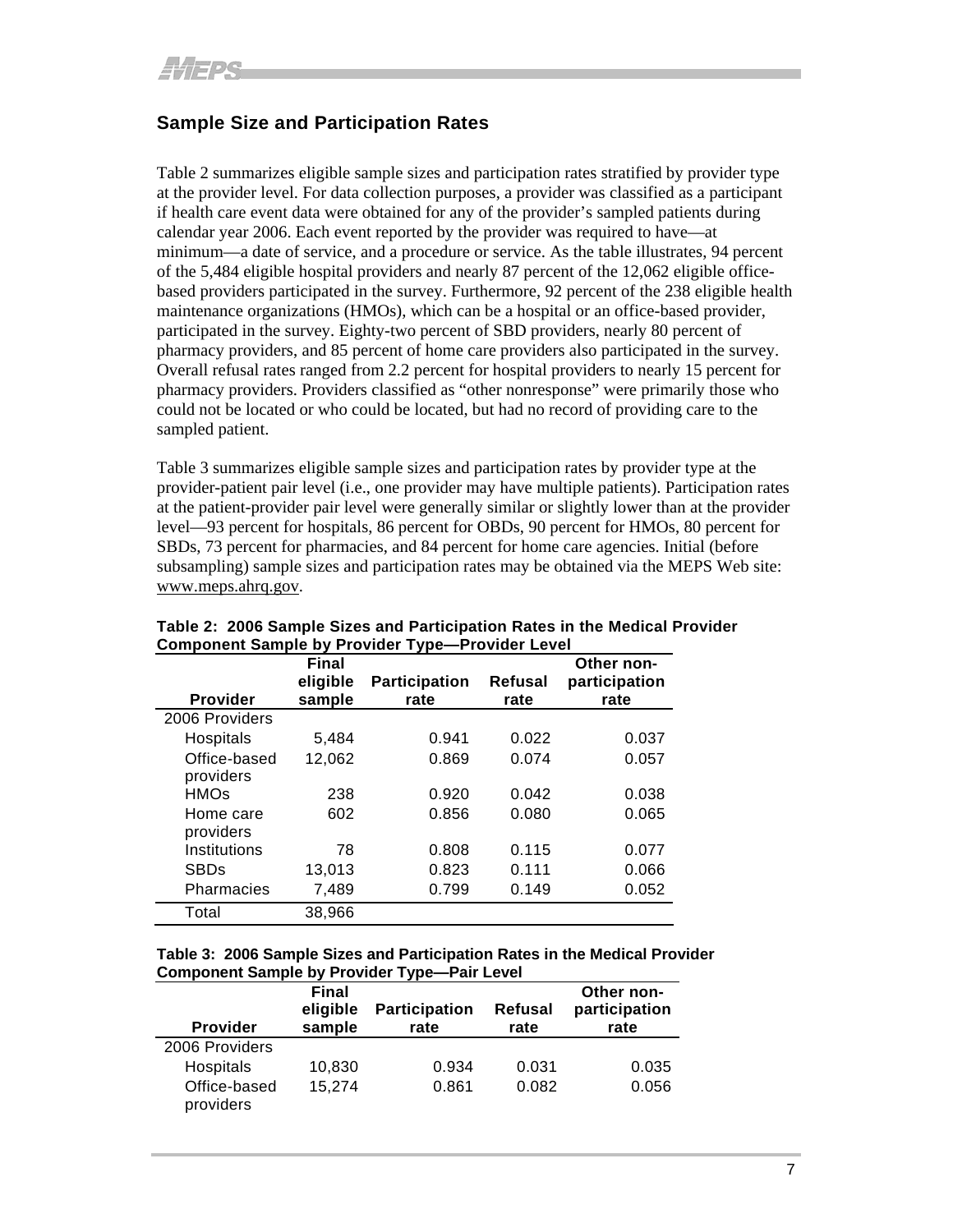## Sample Size and Participation Rates

Table 2 summarizes eligible sample sizes and participation rates stratified by provider type at the provider level. For data collection purposes, a provider was classified as a participant if health care event data were obtained for any of the provider's sampled patients during calendar year 2006. Each event reported by the provider was required to have—at minimum—a date of service, and a procedure or service. As the table illustrates, 94 percent of the 5,484 eligible hospital providers and nearly 87 percent of the 12,062 eligible office-based providers participated in the survey. Furthermore, 92 percent of the 238 eligible health maintenance organizations (HMOs), which can be a hospital or an office-based provider, participated in the survey. Eighty-two percent of SBD providers, nearly 80 percent of pharmacy providers, and 85 percent of home care providers also participated in the survey. Overall refusal rates ranged from 2.2 percent for hospital providers to nearly 15 percent for pharmacy providers. Providers classified as "other nonresponse" were primarily those who could not be located or who could be located, but had no record of providing care to the sampled patient.

Table 3 summarizes eligible sample sizes and participation rates by provider type at the provider-patient pair level (i.e., one provider may have multiple patients). Participation rates at the patient-provider pair level were generally similar or slightly lower than at the provider level—93 percent for hospitals, 86 percent for OBDs, 90 percent for HMOs, 80 percent for SBDs, 73 percent for pharmacies, and 84 percent for home care agencies. Initial (before subsampling) sample sizes and participation rates may be obtained via the MEPS Web site: www.meps.ahrq.gov.

**Table 2: 2006 Sample Sizes and Participation Rates in the Medical Provider Component Sample by Provider Type—Provider Level**

| Provider | Final eligible sample | Participation rate | Refusal rate | Other non-participation rate |
|---|---|---|---|---|
| 2006 Providers | | | | |
| Hospitals | 5,484 | 0.941 | 0.022 | 0.037 |
| Office-based providers | 12,062 | 0.869 | 0.074 | 0.057 |
| HMOs | 238 | 0.920 | 0.042 | 0.038 |
| Home care providers | 602 | 0.856 | 0.080 | 0.065 |
| Institutions | 78 | 0.808 | 0.115 | 0.077 |
| SBDs | 13,013 | 0.823 | 0.111 | 0.066 |
| Pharmacies | 7,489 | 0.799 | 0.149 | 0.052 |
| Total | 38,966 | | | |

**Table 3: 2006 Sample Sizes and Participation Rates in the Medical Provider Component Sample by Provider Type—Pair Level**

| Provider | Final eligible sample | Participation rate | Refusal rate | Other non-participation rate |
|---|---|---|---|---|
| 2006 Providers | | | | |
| Hospitals | 10,830 | 0.934 | 0.031 | 0.035 |
| Office-based providers | 15,274 | 0.861 | 0.082 | 0.056 |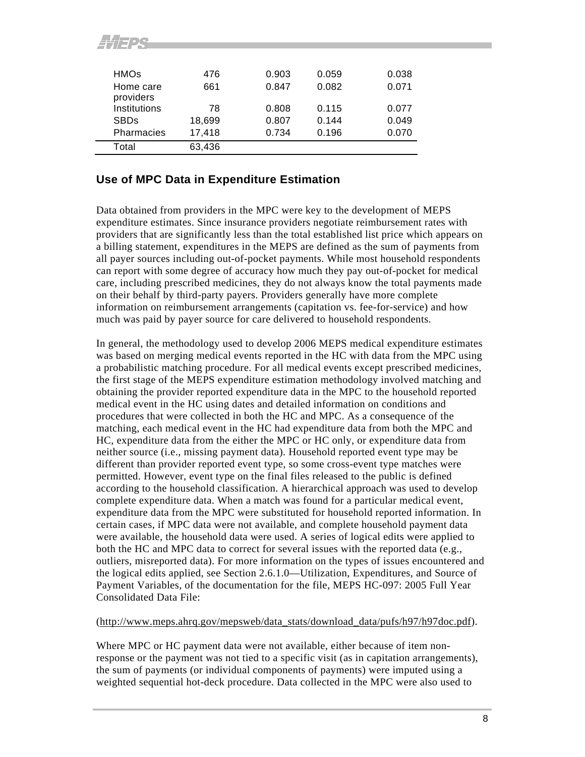| | | | | |
|---|---|---|---|---|
| HMOs | 476 | 0.903 | 0.059 | 0.038 |
| Home care providers | 661 | 0.847 | 0.082 | 0.071 |
| Institutions | 78 | 0.808 | 0.115 | 0.077 |
| SBDs | 18,699 | 0.807 | 0.144 | 0.049 |
| Pharmacies | 17,418 | 0.734 | 0.196 | 0.070 |
| Total | 63,436 | | | |

## Use of MPC Data in Expenditure Estimation

Data obtained from providers in the MPC were key to the development of MEPS expenditure estimates. Since insurance providers negotiate reimbursement rates with providers that are significantly less than the total established list price which appears on a billing statement, expenditures in the MEPS are defined as the sum of payments from all payer sources including out-of-pocket payments. While most household respondents can report with some degree of accuracy how much they pay out-of-pocket for medical care, including prescribed medicines, they do not always know the total payments made on their behalf by third-party payers. Providers generally have more complete information on reimbursement arrangements (capitation vs. fee-for-service) and how much was paid by payer source for care delivered to household respondents.

In general, the methodology used to develop 2006 MEPS medical expenditure estimates was based on merging medical events reported in the HC with data from the MPC using a probabilistic matching procedure. For all medical events except prescribed medicines, the first stage of the MEPS expenditure estimation methodology involved matching and obtaining the provider reported expenditure data in the MPC to the household reported medical event in the HC using dates and detailed information on conditions and procedures that were collected in both the HC and MPC. As a consequence of the matching, each medical event in the HC had expenditure data from both the MPC and HC, expenditure data from the either the MPC or HC only, or expenditure data from neither source (i.e., missing payment data). Household reported event type may be different than provider reported event type, so some cross-event type matches were permitted. However, event type on the final files released to the public is defined according to the household classification. A hierarchical approach was used to develop complete expenditure data. When a match was found for a particular medical event, expenditure data from the MPC were substituted for household reported information. In certain cases, if MPC data were not available, and complete household payment data were available, the household data were used. A series of logical edits were applied to both the HC and MPC data to correct for several issues with the reported data (e.g., outliers, misreported data). For more information on the types of issues encountered and the logical edits applied, see Section 2.6.1.0—Utilization, Expenditures, and Source of Payment Variables, of the documentation for the file, MEPS HC-097: 2005 Full Year Consolidated Data File:

(http://www.meps.ahrq.gov/mepsweb/data_stats/download_data/pufs/h97/h97doc.pdf).

Where MPC or HC payment data were not available, either because of item non-response or the payment was not tied to a specific visit (as in capitation arrangements), the sum of payments (or individual components of payments) were imputed using a weighted sequential hot-deck procedure. Data collected in the MPC were also used to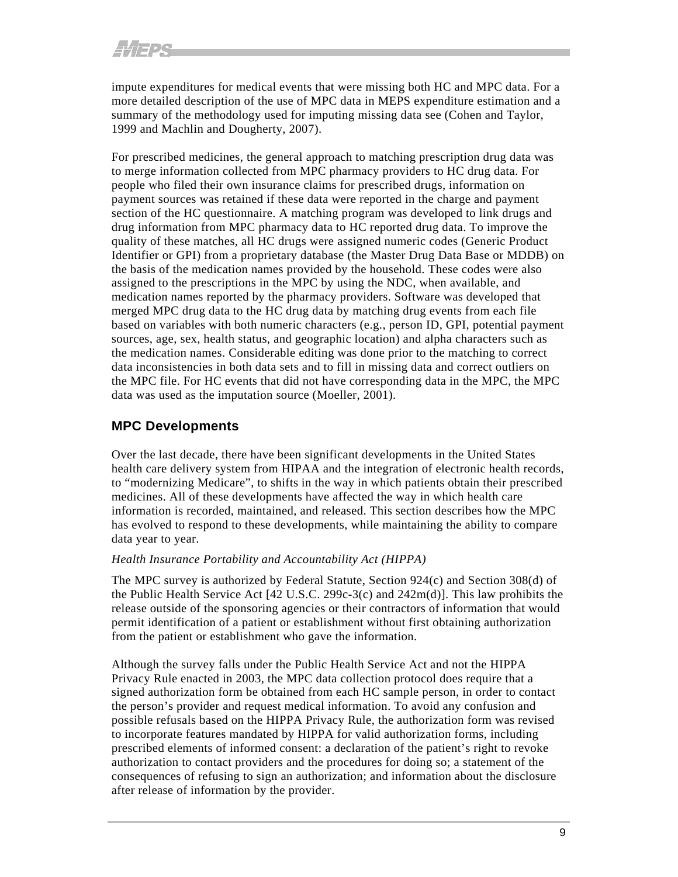impute expenditures for medical events that were missing both HC and MPC data. For a more detailed description of the use of MPC data in MEPS expenditure estimation and a summary of the methodology used for imputing missing data see (Cohen and Taylor, 1999 and Machlin and Dougherty, 2007).

For prescribed medicines, the general approach to matching prescription drug data was to merge information collected from MPC pharmacy providers to HC drug data. For people who filed their own insurance claims for prescribed drugs, information on payment sources was retained if these data were reported in the charge and payment section of the HC questionnaire. A matching program was developed to link drugs and drug information from MPC pharmacy data to HC reported drug data. To improve the quality of these matches, all HC drugs were assigned numeric codes (Generic Product Identifier or GPI) from a proprietary database (the Master Drug Data Base or MDDB) on the basis of the medication names provided by the household. These codes were also assigned to the prescriptions in the MPC by using the NDC, when available, and medication names reported by the pharmacy providers. Software was developed that merged MPC drug data to the HC drug data by matching drug events from each file based on variables with both numeric characters (e.g., person ID, GPI, potential payment sources, age, sex, health status, and geographic location) and alpha characters such as the medication names. Considerable editing was done prior to the matching to correct data inconsistencies in both data sets and to fill in missing data and correct outliers on the MPC file. For HC events that did not have corresponding data in the MPC, the MPC data was used as the imputation source (Moeller, 2001).

## MPC Developments

Over the last decade, there have been significant developments in the United States health care delivery system from HIPAA and the integration of electronic health records, to "modernizing Medicare", to shifts in the way in which patients obtain their prescribed medicines. All of these developments have affected the way in which health care information is recorded, maintained, and released. This section describes how the MPC has evolved to respond to these developments, while maintaining the ability to compare data year to year.

*Health Insurance Portability and Accountability Act (HIPPA)*

The MPC survey is authorized by Federal Statute, Section 924(c) and Section 308(d) of the Public Health Service Act [42 U.S.C. 299c-3(c) and 242m(d)]. This law prohibits the release outside of the sponsoring agencies or their contractors of information that would permit identification of a patient or establishment without first obtaining authorization from the patient or establishment who gave the information.

Although the survey falls under the Public Health Service Act and not the HIPPA Privacy Rule enacted in 2003, the MPC data collection protocol does require that a signed authorization form be obtained from each HC sample person, in order to contact the person's provider and request medical information. To avoid any confusion and possible refusals based on the HIPPA Privacy Rule, the authorization form was revised to incorporate features mandated by HIPPA for valid authorization forms, including prescribed elements of informed consent: a declaration of the patient's right to revoke authorization to contact providers and the procedures for doing so; a statement of the consequences of refusing to sign an authorization; and information about the disclosure after release of information by the provider.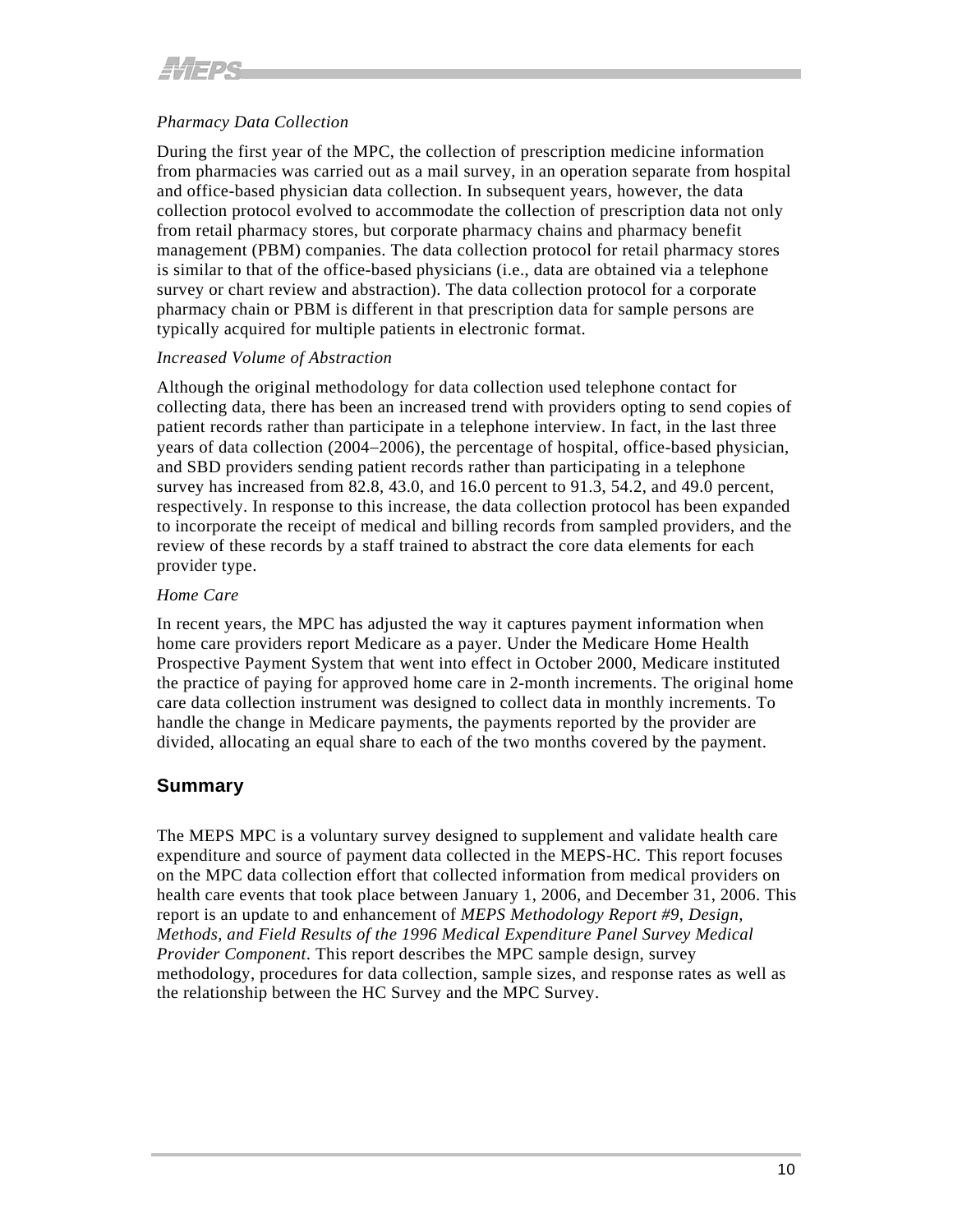*Pharmacy Data Collection*

During the first year of the MPC, the collection of prescription medicine information from pharmacies was carried out as a mail survey, in an operation separate from hospital and office-based physician data collection. In subsequent years, however, the data collection protocol evolved to accommodate the collection of prescription data not only from retail pharmacy stores, but corporate pharmacy chains and pharmacy benefit management (PBM) companies. The data collection protocol for retail pharmacy stores is similar to that of the office-based physicians (i.e., data are obtained via a telephone survey or chart review and abstraction). The data collection protocol for a corporate pharmacy chain or PBM is different in that prescription data for sample persons are typically acquired for multiple patients in electronic format.

*Increased Volume of Abstraction*

Although the original methodology for data collection used telephone contact for collecting data, there has been an increased trend with providers opting to send copies of patient records rather than participate in a telephone interview. In fact, in the last three years of data collection (2004–2006), the percentage of hospital, office-based physician, and SBD providers sending patient records rather than participating in a telephone survey has increased from 82.8, 43.0, and 16.0 percent to 91.3, 54.2, and 49.0 percent, respectively. In response to this increase, the data collection protocol has been expanded to incorporate the receipt of medical and billing records from sampled providers, and the review of these records by a staff trained to abstract the core data elements for each provider type.

*Home Care*

In recent years, the MPC has adjusted the way it captures payment information when home care providers report Medicare as a payer. Under the Medicare Home Health Prospective Payment System that went into effect in October 2000, Medicare instituted the practice of paying for approved home care in 2-month increments. The original home care data collection instrument was designed to collect data in monthly increments. To handle the change in Medicare payments, the payments reported by the provider are divided, allocating an equal share to each of the two months covered by the payment.

## Summary

The MEPS MPC is a voluntary survey designed to supplement and validate health care expenditure and source of payment data collected in the MEPS-HC. This report focuses on the MPC data collection effort that collected information from medical providers on health care events that took place between January 1, 2006, and December 31, 2006. This report is an update to and enhancement of *MEPS Methodology Report #9, Design, Methods, and Field Results of the 1996 Medical Expenditure Panel Survey Medical Provider Component*. This report describes the MPC sample design, survey methodology, procedures for data collection, sample sizes, and response rates as well as the relationship between the HC Survey and the MPC Survey.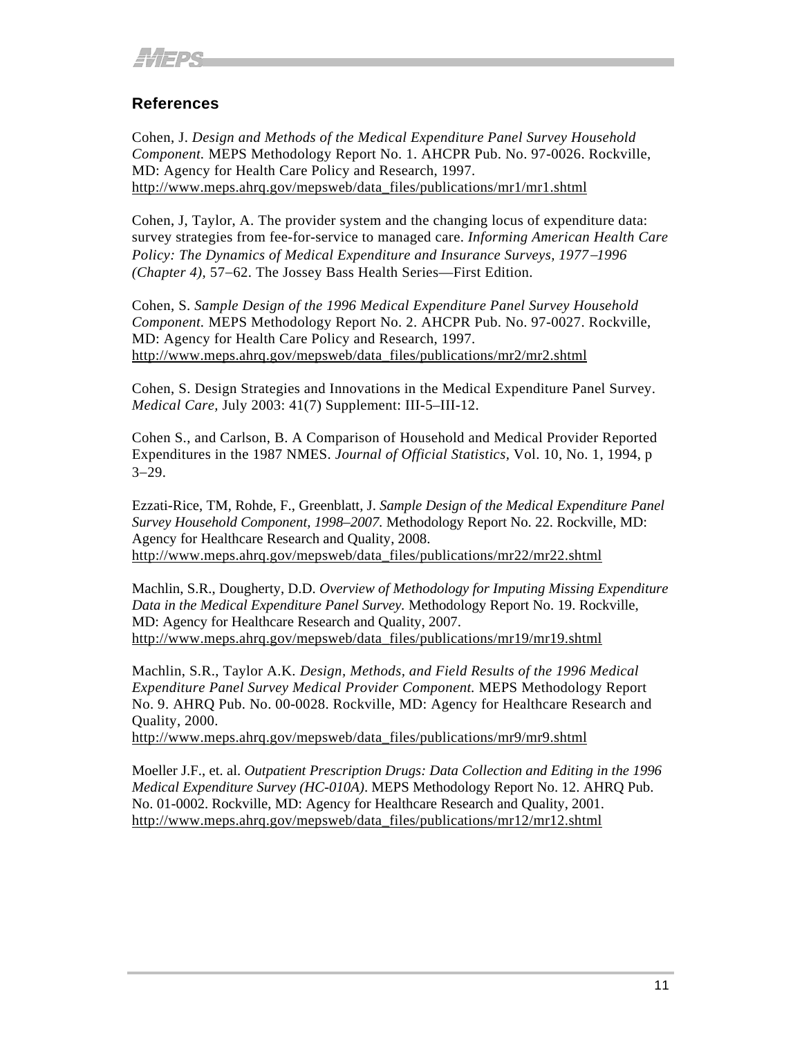## References

Cohen, J. *Design and Methods of the Medical Expenditure Panel Survey Household Component.* MEPS Methodology Report No. 1. AHCPR Pub. No. 97-0026. Rockville, MD: Agency for Health Care Policy and Research, 1997. http://www.meps.ahrq.gov/mepsweb/data_files/publications/mr1/mr1.shtml

Cohen, J, Taylor, A. The provider system and the changing locus of expenditure data: survey strategies from fee-for-service to managed care. *Informing American Health Care Policy: The Dynamics of Medical Expenditure and Insurance Surveys, 1977–1996 (Chapter 4),* 57–62. The Jossey Bass Health Series—First Edition.

Cohen, S. *Sample Design of the 1996 Medical Expenditure Panel Survey Household Component.* MEPS Methodology Report No. 2. AHCPR Pub. No. 97-0027. Rockville, MD: Agency for Health Care Policy and Research, 1997. http://www.meps.ahrq.gov/mepsweb/data_files/publications/mr2/mr2.shtml

Cohen, S. Design Strategies and Innovations in the Medical Expenditure Panel Survey. *Medical Care,* July 2003: 41(7) Supplement: III-5–III-12.

Cohen S., and Carlson, B. A Comparison of Household and Medical Provider Reported Expenditures in the 1987 NMES. *Journal of Official Statistics,* Vol. 10, No. 1, 1994, p 3–29.

Ezzati-Rice, TM, Rohde, F., Greenblatt, J. *Sample Design of the Medical Expenditure Panel Survey Household Component, 1998–2007.* Methodology Report No. 22. Rockville, MD: Agency for Healthcare Research and Quality, 2008. http://www.meps.ahrq.gov/mepsweb/data_files/publications/mr22/mr22.shtml

Machlin, S.R., Dougherty, D.D. *Overview of Methodology for Imputing Missing Expenditure Data in the Medical Expenditure Panel Survey.* Methodology Report No. 19. Rockville, MD: Agency for Healthcare Research and Quality, 2007. http://www.meps.ahrq.gov/mepsweb/data_files/publications/mr19/mr19.shtml

Machlin, S.R., Taylor A.K. *Design, Methods, and Field Results of the 1996 Medical Expenditure Panel Survey Medical Provider Component.* MEPS Methodology Report No. 9. AHRQ Pub. No. 00-0028. Rockville, MD: Agency for Healthcare Research and Quality, 2000. http://www.meps.ahrq.gov/mepsweb/data_files/publications/mr9/mr9.shtml

Moeller J.F., et. al. *Outpatient Prescription Drugs: Data Collection and Editing in the 1996 Medical Expenditure Survey (HC-010A).* MEPS Methodology Report No. 12. AHRQ Pub. No. 01-0002. Rockville, MD: Agency for Healthcare Research and Quality, 2001. http://www.meps.ahrq.gov/mepsweb/data_files/publications/mr12/mr12.shtml